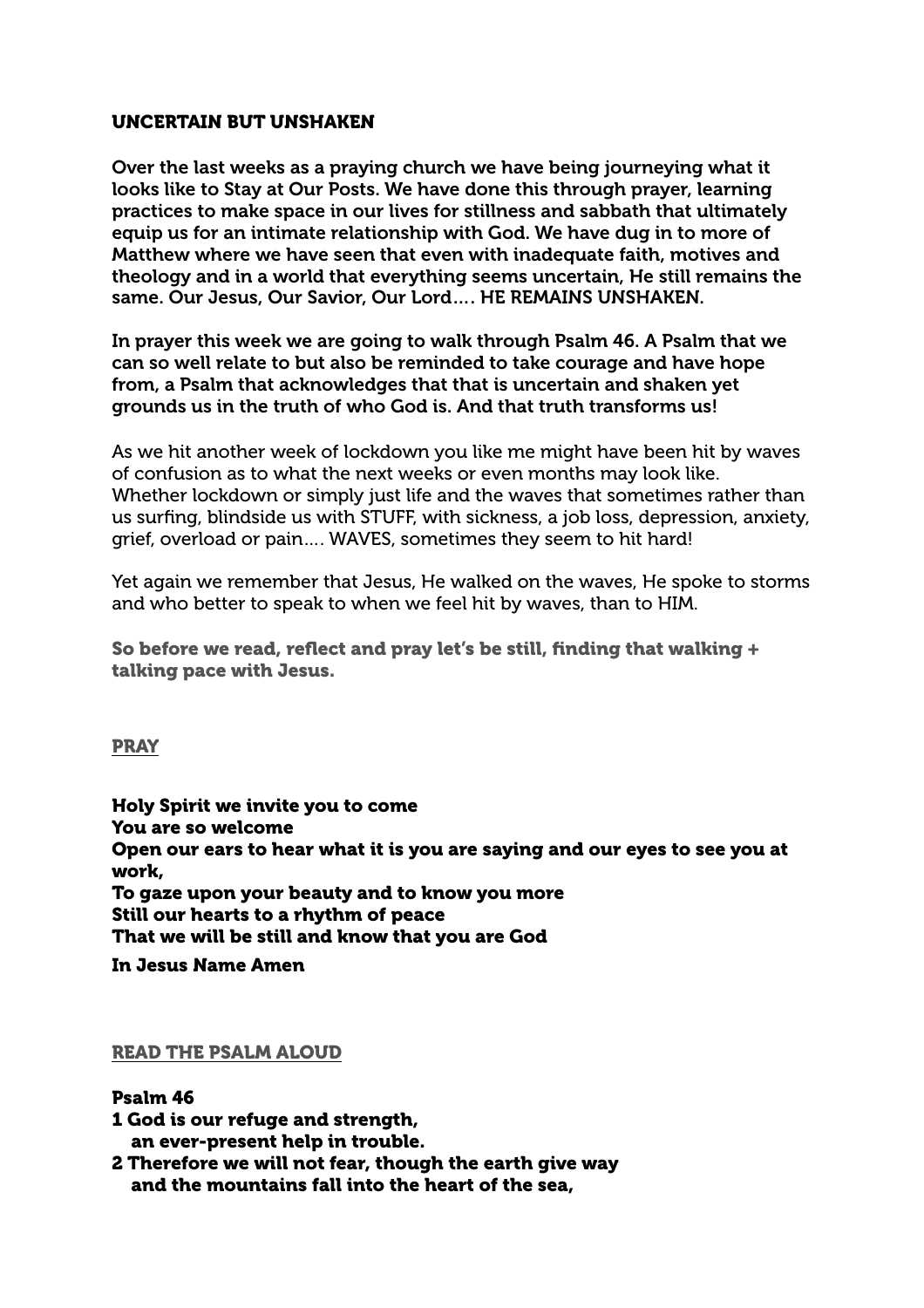# UNCERTAIN BUT UNSHAKEN

**Over the last weeks as a praying church we have being journeying what it looks like to Stay at Our Posts. We have done this through prayer, learning practices to make space in our lives for stillness and sabbath that ultimately equip us for an intimate relationship with God. We have dug in to more of Matthew where we have seen that even with inadequate faith, motives and theology and in a world that everything seems uncertain, He still remains the same. Our Jesus, Our Savior, Our Lord…. HE REMAINS UNSHAKEN.**

**In prayer this week we are going to walk through Psalm 46. A Psalm that we can so well relate to but also be reminded to take courage and have hope from, a Psalm that acknowledges that that is uncertain and shaken yet grounds us in the truth of who God is. And that truth transforms us!**

As we hit another week of lockdown you like me might have been hit by waves of confusion as to what the next weeks or even months may look like. Whether lockdown or simply just life and the waves that sometimes rather than us surfing, blindside us with STUFF, with sickness, a job loss, depression, anxiety, grief, overload or pain…. WAVES, sometimes they seem to hit hard!

Yet again we remember that Jesus, He walked on the waves, He spoke to storms and who better to speak to when we feel hit by waves, than to HIM.

**So before we read, reflect and pray let's be still, finding that walking + talking pace with Jesus.**

## PRAY

**Holy Spirit we invite you to come**
**You are so welcome**
**Open our ears to hear what it is you are saying and our eyes to see you at work,**
**To gaze upon your beauty and to know you more**
**Still our hearts to a rhythm of peace**
**That we will be still and know that you are God**

**In Jesus Name Amen**

## READ THE PSALM ALOUD

**Psalm 46**

**1 God is our refuge and strength,**
**an ever-present help in trouble.**
**2 Therefore we will not fear, though the earth give way**
**and the mountains fall into the heart of the sea,**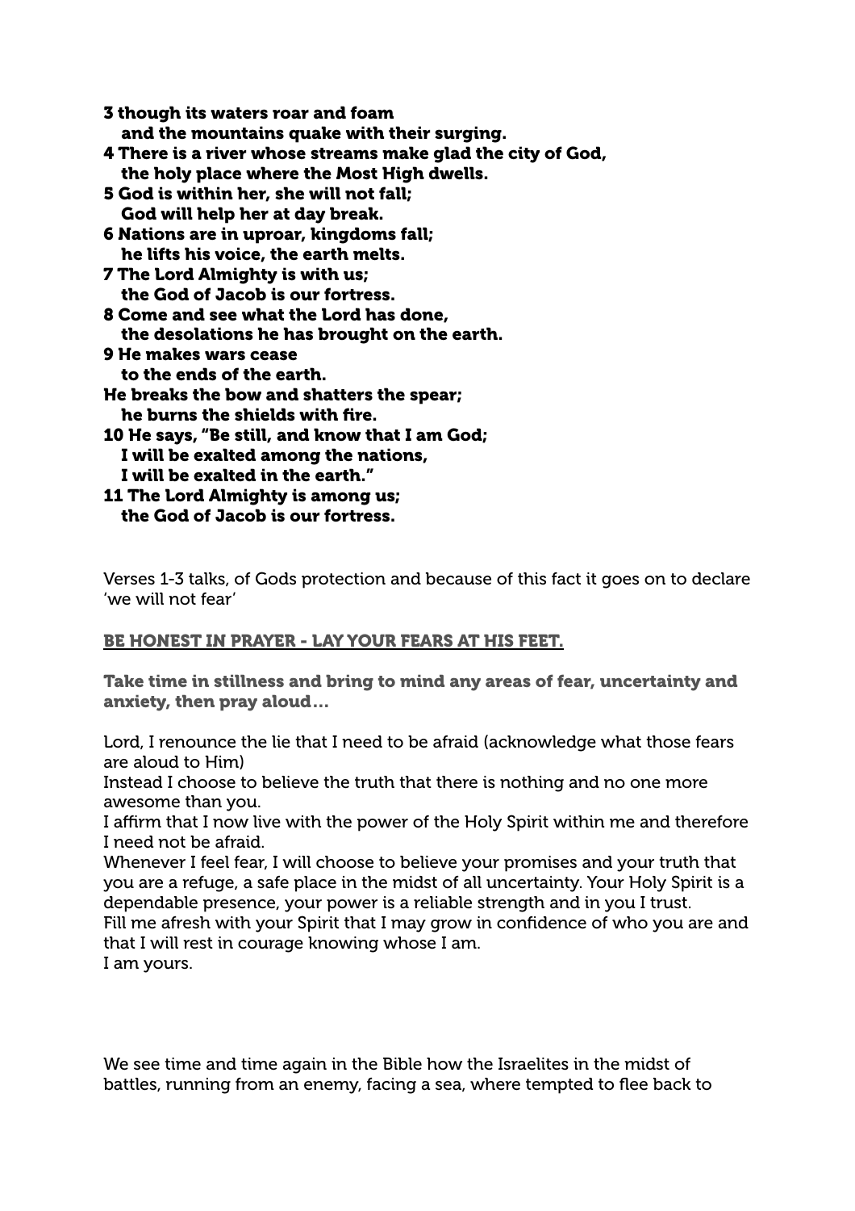**3 though its waters roar and foam**
**and the mountains quake with their surging.**
**4 There is a river whose streams make glad the city of God,**
**the holy place where the Most High dwells.**
**5 God is within her, she will not fall;**
**God will help her at day break.**
**6 Nations are in uproar, kingdoms fall;**
**he lifts his voice, the earth melts.**
**7 The Lord Almighty is with us;**
**the God of Jacob is our fortress.**
**8 Come and see what the Lord has done,**
**the desolations he has brought on the earth.**
**9 He makes wars cease**
**to the ends of the earth.**
**He breaks the bow and shatters the spear;**
**he burns the shields with fire.**
**10 He says, "Be still, and know that I am God;**
**I will be exalted among the nations,**
**I will be exalted in the earth."**
**11 The Lord Almighty is among us;**
**the God of Jacob is our fortress.**

Verses 1-3 talks, of Gods protection and because of this fact it goes on to declare 'we will not fear'

**<u>BE HONEST IN PRAYER - LAY YOUR FEARS AT HIS FEET.</u>**

**Take time in stillness and bring to mind any areas of fear, uncertainty and anxiety, then pray aloud…**

Lord, I renounce the lie that I need to be afraid (acknowledge what those fears are aloud to Him)
Instead I choose to believe the truth that there is nothing and no one more awesome than you.
I affirm that I now live with the power of the Holy Spirit within me and therefore I need not be afraid.
Whenever I feel fear, I will choose to believe your promises and your truth that you are a refuge, a safe place in the midst of all uncertainty. Your Holy Spirit is a dependable presence, your power is a reliable strength and in you I trust.
Fill me afresh with your Spirit that I may grow in confidence of who you are and that I will rest in courage knowing whose I am.
I am yours.

We see time and time again in the Bible how the Israelites in the midst of battles, running from an enemy, facing a sea, where tempted to flee back to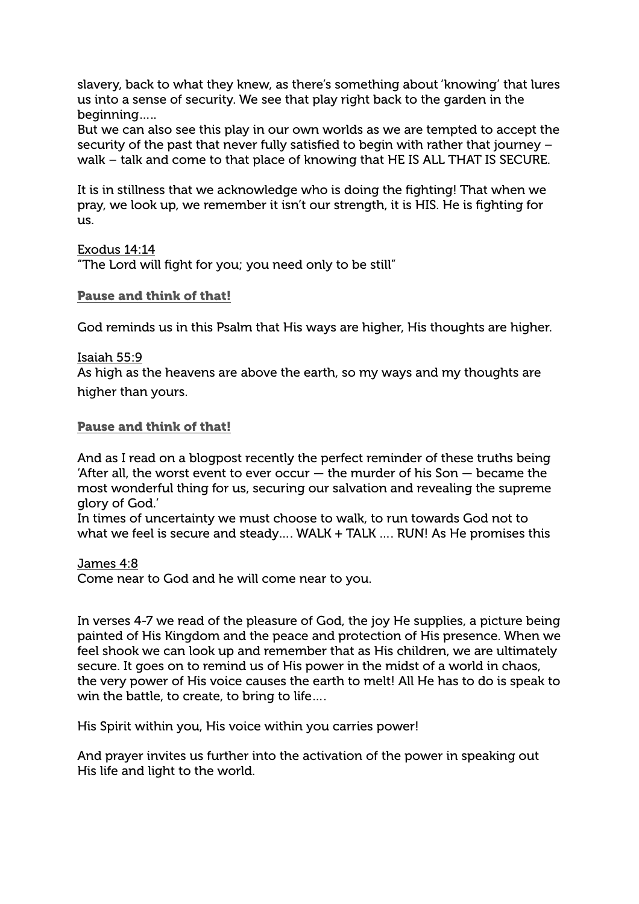slavery, back to what they knew, as there's something about 'knowing' that lures us into a sense of security. We see that play right back to the garden in the beginning.....
But we can also see this play in our own worlds as we are tempted to accept the security of the past that never fully satisfied to begin with rather that journey – walk – talk and come to that place of knowing that HE IS ALL THAT IS SECURE.

It is in stillness that we acknowledge who is doing the fighting! That when we pray, we look up, we remember it isn't our strength, it is HIS. He is fighting for us.

<u>Exodus 14:14</u>
"The Lord will fight for you; you need only to be still"

**<u>Pause and think of that!</u>**

God reminds us in this Psalm that His ways are higher, His thoughts are higher.

<u>Isaiah 55:9</u>
As high as the heavens are above the earth, so my ways and my thoughts are higher than yours.

**<u>Pause and think of that!</u>**

And as I read on a blogpost recently the perfect reminder of these truths being 'After all, the worst event to ever occur — the murder of his Son — became the most wonderful thing for us, securing our salvation and revealing the supreme glory of God.'
In times of uncertainty we must choose to walk, to run towards God not to what we feel is secure and steady.... WALK + TALK .... RUN! As He promises this

<u>James 4:8</u>
Come near to God and he will come near to you.

In verses 4-7 we read of the pleasure of God, the joy He supplies, a picture being painted of His Kingdom and the peace and protection of His presence. When we feel shook we can look up and remember that as His children, we are ultimately secure. It goes on to remind us of His power in the midst of a world in chaos, the very power of His voice causes the earth to melt! All He has to do is speak to win the battle, to create, to bring to life....

His Spirit within you, His voice within you carries power!

And prayer invites us further into the activation of the power in speaking out His life and light to the world.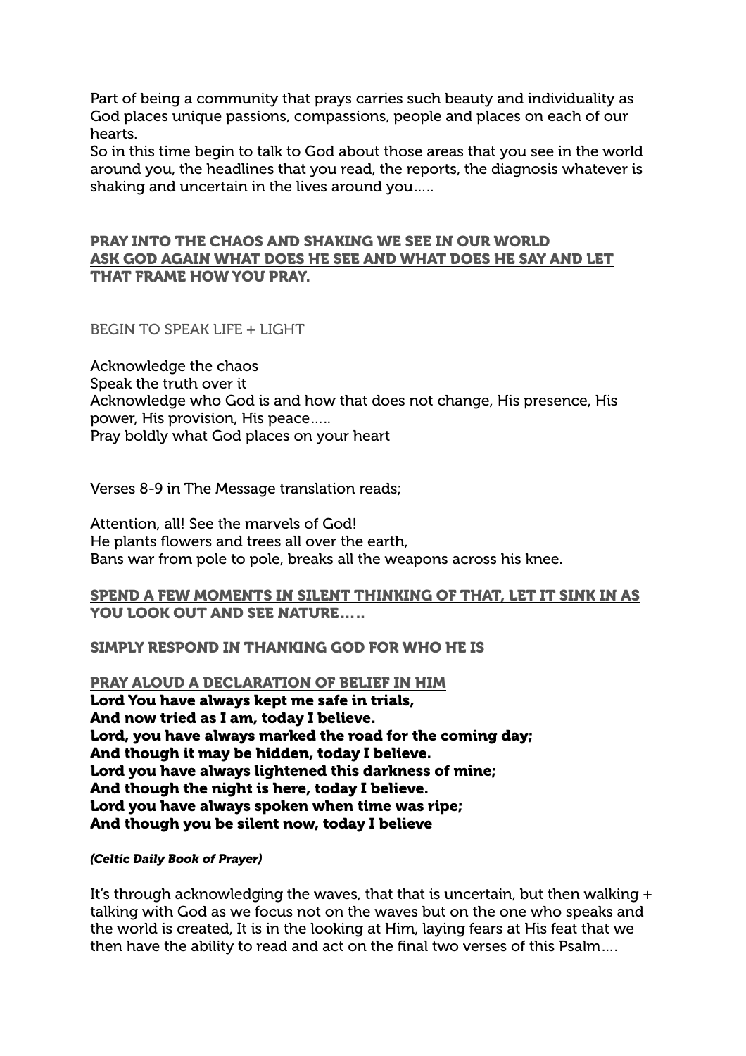Part of being a community that prays carries such beauty and individuality as God places unique passions, compassions, people and places on each of our hearts.
So in this time begin to talk to God about those areas that you see in the world around you, the headlines that you read, the reports, the diagnosis whatever is shaking and uncertain in the lives around you…..

**PRAY INTO THE CHAOS AND SHAKING WE SEE IN OUR WORLD**
**ASK GOD AGAIN WHAT DOES HE SEE AND WHAT DOES HE SAY AND LET THAT FRAME HOW YOU PRAY.**

BEGIN TO SPEAK LIFE + LIGHT

Acknowledge the chaos
Speak the truth over it
Acknowledge who God is and how that does not change, His presence, His power, His provision, His peace…..
Pray boldly what God places on your heart

Verses 8-9 in The Message translation reads;

Attention, all! See the marvels of God!
He plants flowers and trees all over the earth,
Bans war from pole to pole, breaks all the weapons across his knee.

**SPEND A FEW MOMENTS IN SILENT THINKING OF THAT, LET IT SINK IN AS YOU LOOK OUT AND SEE NATURE…..**

**SIMPLY RESPOND IN THANKING GOD FOR WHO HE IS**

**PRAY ALOUD A DECLARATION OF BELIEF IN HIM**
**Lord You have always kept me safe in trials,**
**And now tried as I am, today I believe.**
**Lord, you have always marked the road for the coming day;**
**And though it may be hidden, today I believe.**
**Lord you have always lightened this darkness of mine;**
**And though the night is here, today I believe.**
**Lord you have always spoken when time was ripe;**
**And though you be silent now, today I believe**

***(Celtic Daily Book of Prayer)***

It's through acknowledging the waves, that that is uncertain, but then walking + talking with God as we focus not on the waves but on the one who speaks and the world is created, It is in the looking at Him, laying fears at His feat that we then have the ability to read and act on the final two verses of this Psalm….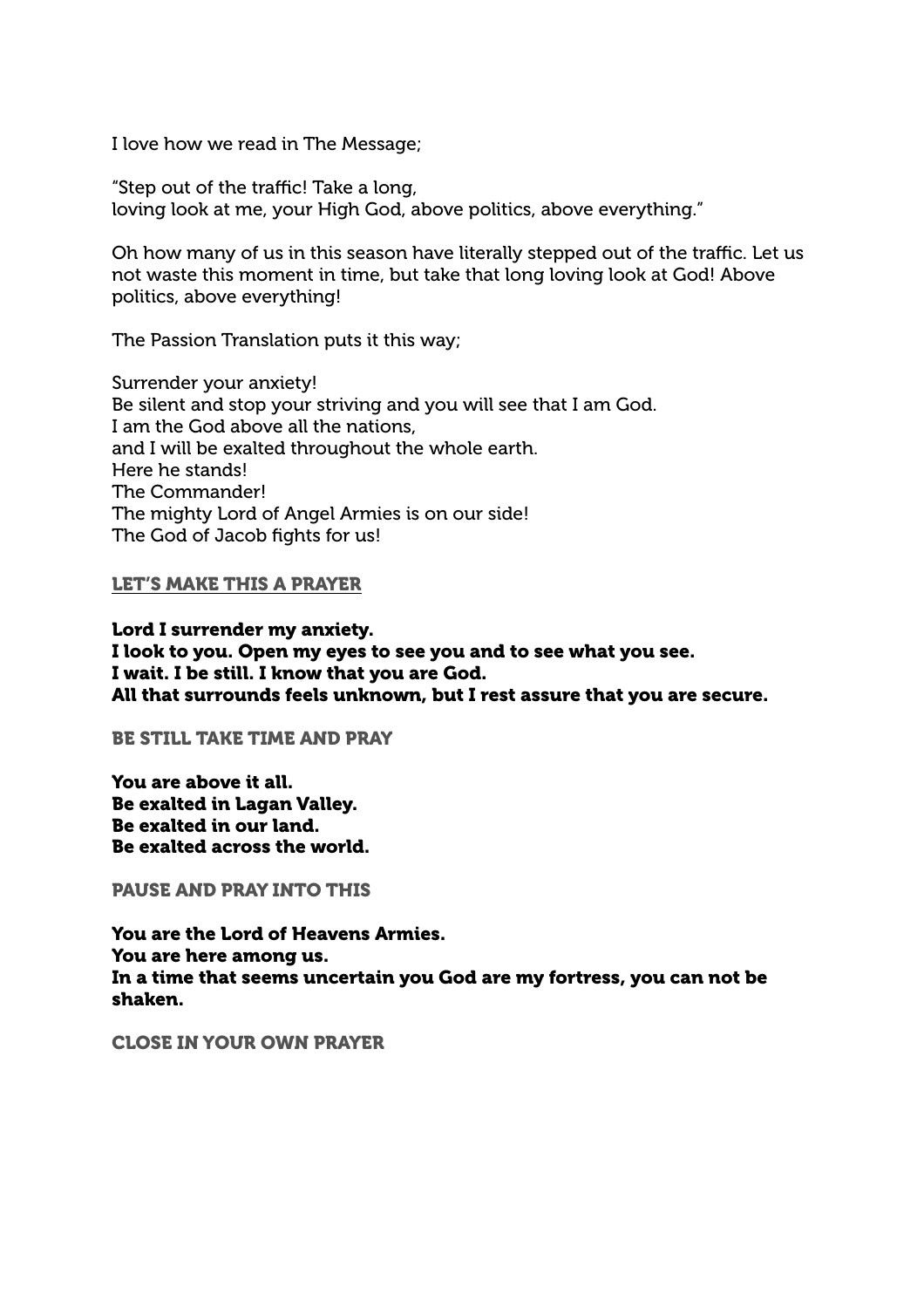I love how we read in The Message;

"Step out of the traffic! Take a long,
loving look at me, your High God, above politics, above everything."

Oh how many of us in this season have literally stepped out of the traffic. Let us not waste this moment in time, but take that long loving look at God! Above politics, above everything!

The Passion Translation puts it this way;

Surrender your anxiety!
Be silent and stop your striving and you will see that I am God.
I am the God above all the nations,
and I will be exalted throughout the whole earth.
Here he stands!
The Commander!
The mighty Lord of Angel Armies is on our side!
The God of Jacob fights for us!

### LET'S MAKE THIS A PRAYER

**Lord I surrender my anxiety.**
**I look to you. Open my eyes to see you and to see what you see.**
**I wait. I be still. I know that you are God.**
**All that surrounds feels unknown, but I rest assure that you are secure.**

### BE STILL TAKE TIME AND PRAY

**You are above it all.**
**Be exalted in Lagan Valley.**
**Be exalted in our land.**
**Be exalted across the world.**

### PAUSE AND PRAY INTO THIS

**You are the Lord of Heavens Armies.**
**You are here among us.**
**In a time that seems uncertain you God are my fortress, you can not be shaken.**

### CLOSE IN YOUR OWN PRAYER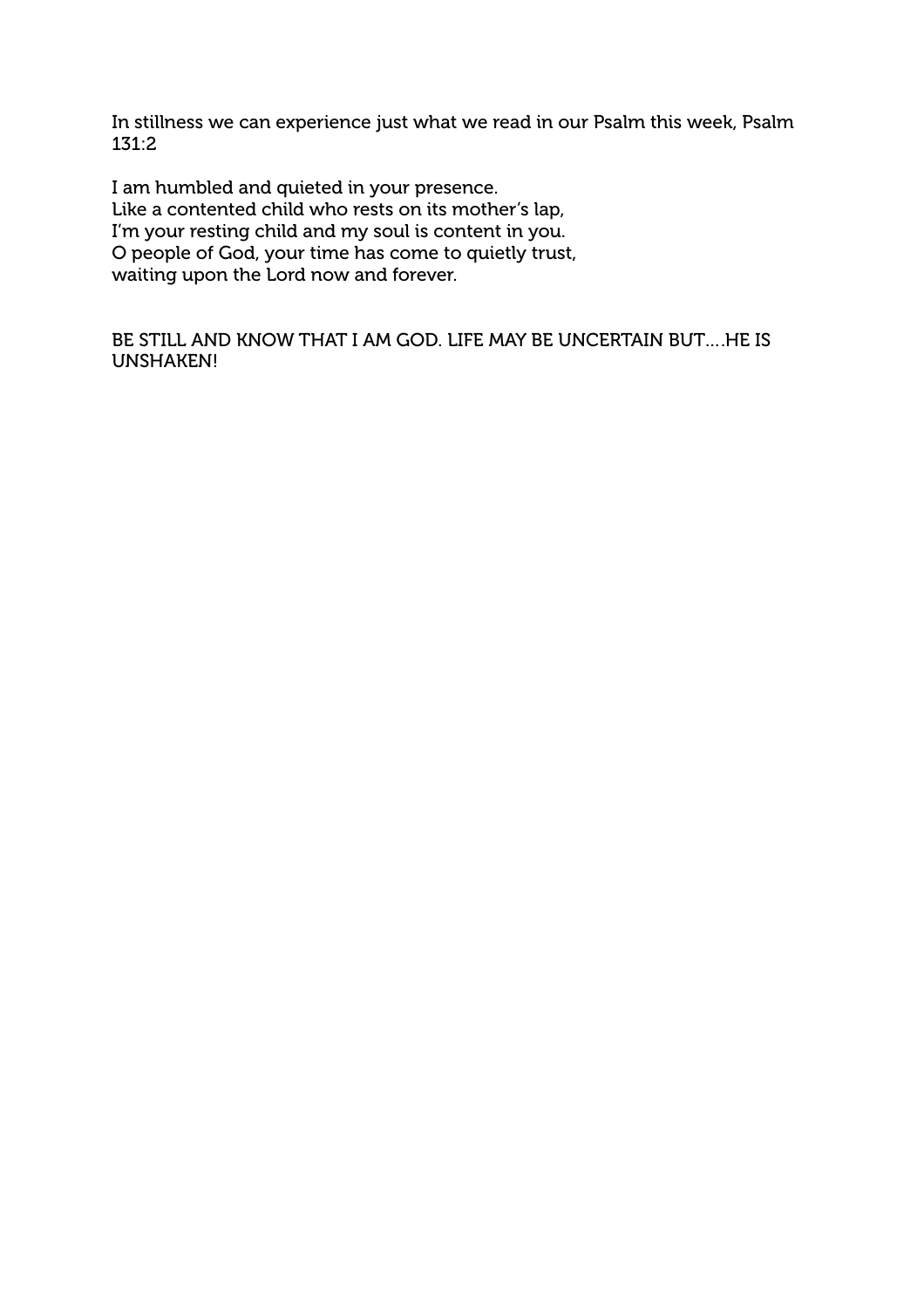In stillness we can experience just what we read in our Psalm this week, Psalm 131:2

I am humbled and quieted in your presence.  
Like a contented child who rests on its mother's lap,  
I'm your resting child and my soul is content in you.  
O people of God, your time has come to quietly trust,  
waiting upon the Lord now and forever.

BE STILL AND KNOW THAT I AM GOD. LIFE MAY BE UNCERTAIN BUT....HE IS UNSHAKEN!